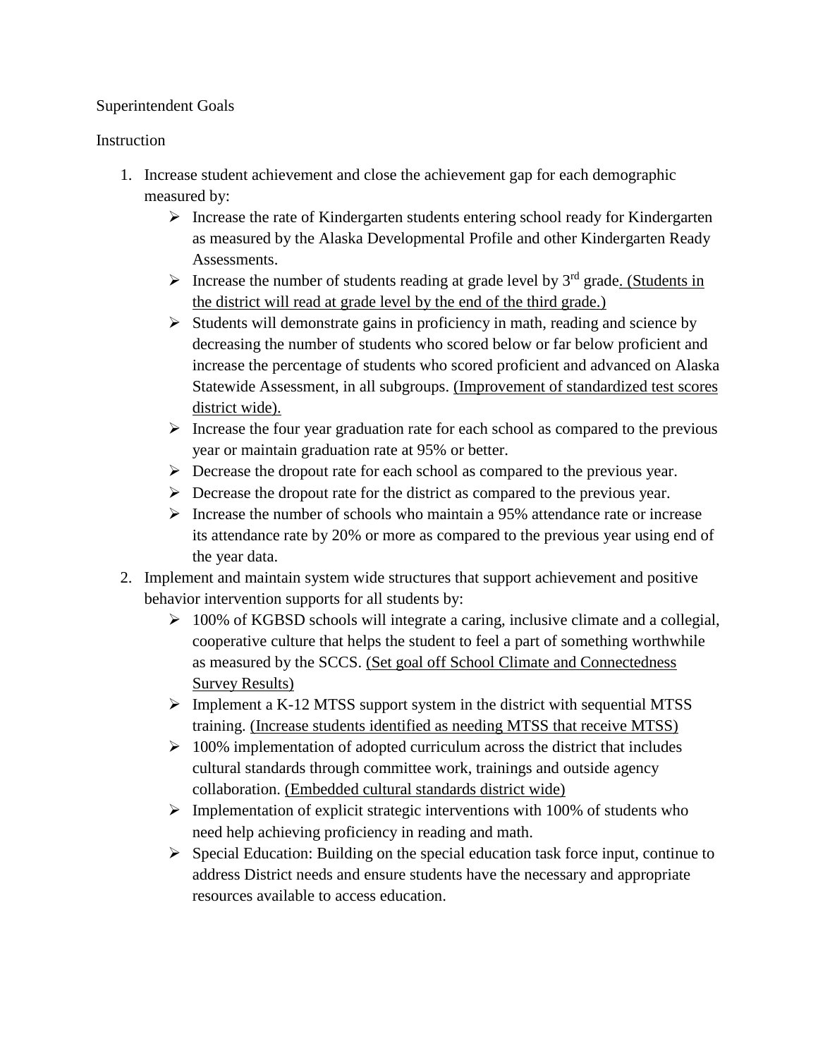Superintendent Goals

Instruction

1. Increase student achievement and close the achievement gap for each demographic measured by:
   - Increase the rate of Kindergarten students entering school ready for Kindergarten as measured by the Alaska Developmental Profile and other Kindergarten Ready Assessments.
   - Increase the number of students reading at grade level by 3rd grade. <u>(Students in the district will read at grade level by the end of the third grade.)</u>
   - Students will demonstrate gains in proficiency in math, reading and science by decreasing the number of students who scored below or far below proficient and increase the percentage of students who scored proficient and advanced on Alaska Statewide Assessment, in all subgroups. <u>(Improvement of standardized test scores district wide).</u>
   - Increase the four year graduation rate for each school as compared to the previous year or maintain graduation rate at 95% or better.
   - Decrease the dropout rate for each school as compared to the previous year.
   - Decrease the dropout rate for the district as compared to the previous year.
   - Increase the number of schools who maintain a 95% attendance rate or increase its attendance rate by 20% or more as compared to the previous year using end of the year data.
2. Implement and maintain system wide structures that support achievement and positive behavior intervention supports for all students by:
   - 100% of KGBSD schools will integrate a caring, inclusive climate and a collegial, cooperative culture that helps the student to feel a part of something worthwhile as measured by the SCCS. <u>(Set goal off School Climate and Connectedness Survey Results)</u>
   - Implement a K-12 MTSS support system in the district with sequential MTSS training. <u>(Increase students identified as needing MTSS that receive MTSS)</u>
   - 100% implementation of adopted curriculum across the district that includes cultural standards through committee work, trainings and outside agency collaboration. <u>(Embedded cultural standards district wide)</u>
   - Implementation of explicit strategic interventions with 100% of students who need help achieving proficiency in reading and math.
   - Special Education: Building on the special education task force input, continue to address District needs and ensure students have the necessary and appropriate resources available to access education.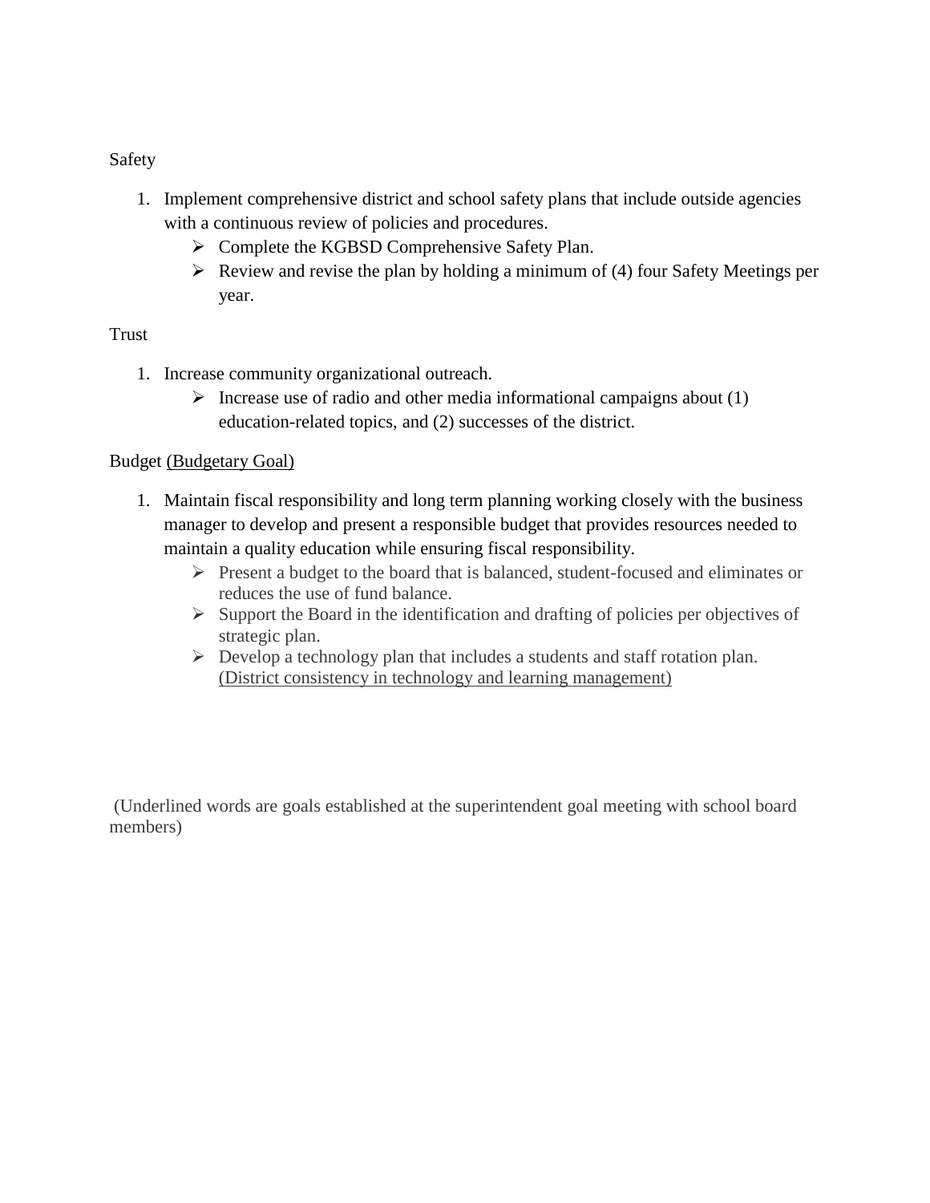Safety

1. Implement comprehensive district and school safety plans that include outside agencies with a continuous review of policies and procedures.
   - Complete the KGBSD Comprehensive Safety Plan.
   - Review and revise the plan by holding a minimum of (4) four Safety Meetings per year.

Trust

1. Increase community organizational outreach.
   - Increase use of radio and other media informational campaigns about (1) education-related topics, and (2) successes of the district.

Budget <u>(Budgetary Goal)</u>

1. Maintain fiscal responsibility and long term planning working closely with the business manager to develop and present a responsible budget that provides resources needed to maintain a quality education while ensuring fiscal responsibility.
   - Present a budget to the board that is balanced, student-focused and eliminates or reduces the use of fund balance.
   - Support the Board in the identification and drafting of policies per objectives of strategic plan.
   - Develop a technology plan that includes a students and staff rotation plan. <u>(District consistency in technology and learning management)</u>

(Underlined words are goals established at the superintendent goal meeting with school board members)